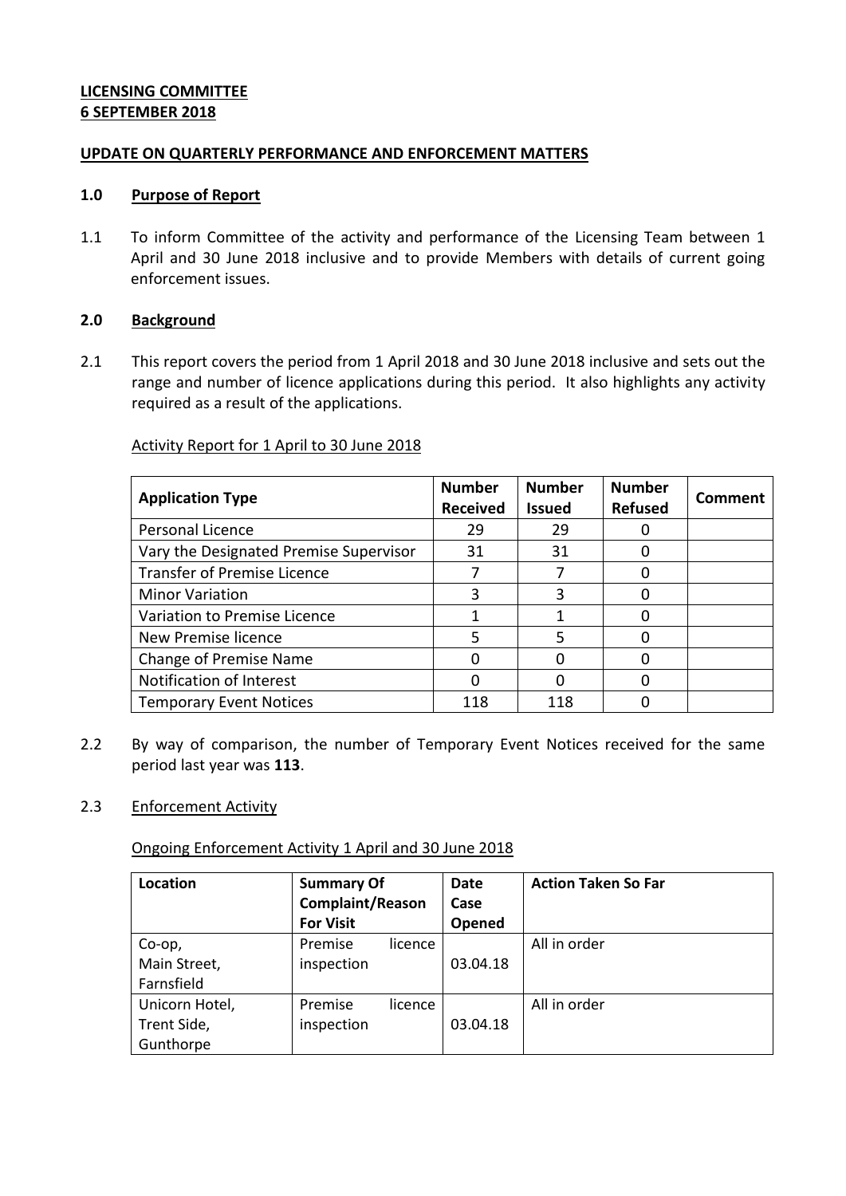**LICENSING COMMITTEE**
**6 SEPTEMBER 2018**

**UPDATE ON QUARTERLY PERFORMANCE AND ENFORCEMENT MATTERS**

## 1.0 Purpose of Report

1.1 To inform Committee of the activity and performance of the Licensing Team between 1 April and 30 June 2018 inclusive and to provide Members with details of current going enforcement issues.

## 2.0 Background

2.1 This report covers the period from 1 April 2018 and 30 June 2018 inclusive and sets out the range and number of licence applications during this period. It also highlights any activity required as a result of the applications.

Activity Report for 1 April to 30 June 2018

| Application Type | Number Received | Number Issued | Number Refused | Comment |
|---|---|---|---|---|
| Personal Licence | 29 | 29 | 0 | |
| Vary the Designated Premise Supervisor | 31 | 31 | 0 | |
| Transfer of Premise Licence | 7 | 7 | 0 | |
| Minor Variation | 3 | 3 | 0 | |
| Variation to Premise Licence | 1 | 1 | 0 | |
| New Premise licence | 5 | 5 | 0 | |
| Change of Premise Name | 0 | 0 | 0 | |
| Notification of Interest | 0 | 0 | 0 | |
| Temporary Event Notices | 118 | 118 | 0 | |

2.2 By way of comparison, the number of Temporary Event Notices received for the same period last year was **113**.

2.3 Enforcement Activity

Ongoing Enforcement Activity 1 April and 30 June 2018

| Location | Summary Of Complaint/Reason For Visit | Date Case Opened | Action Taken So Far |
|---|---|---|---|
| Co-op, Main Street, Farnsfield | Premise licence inspection | 03.04.18 | All in order |
| Unicorn Hotel, Trent Side, Gunthorpe | Premise licence inspection | 03.04.18 | All in order |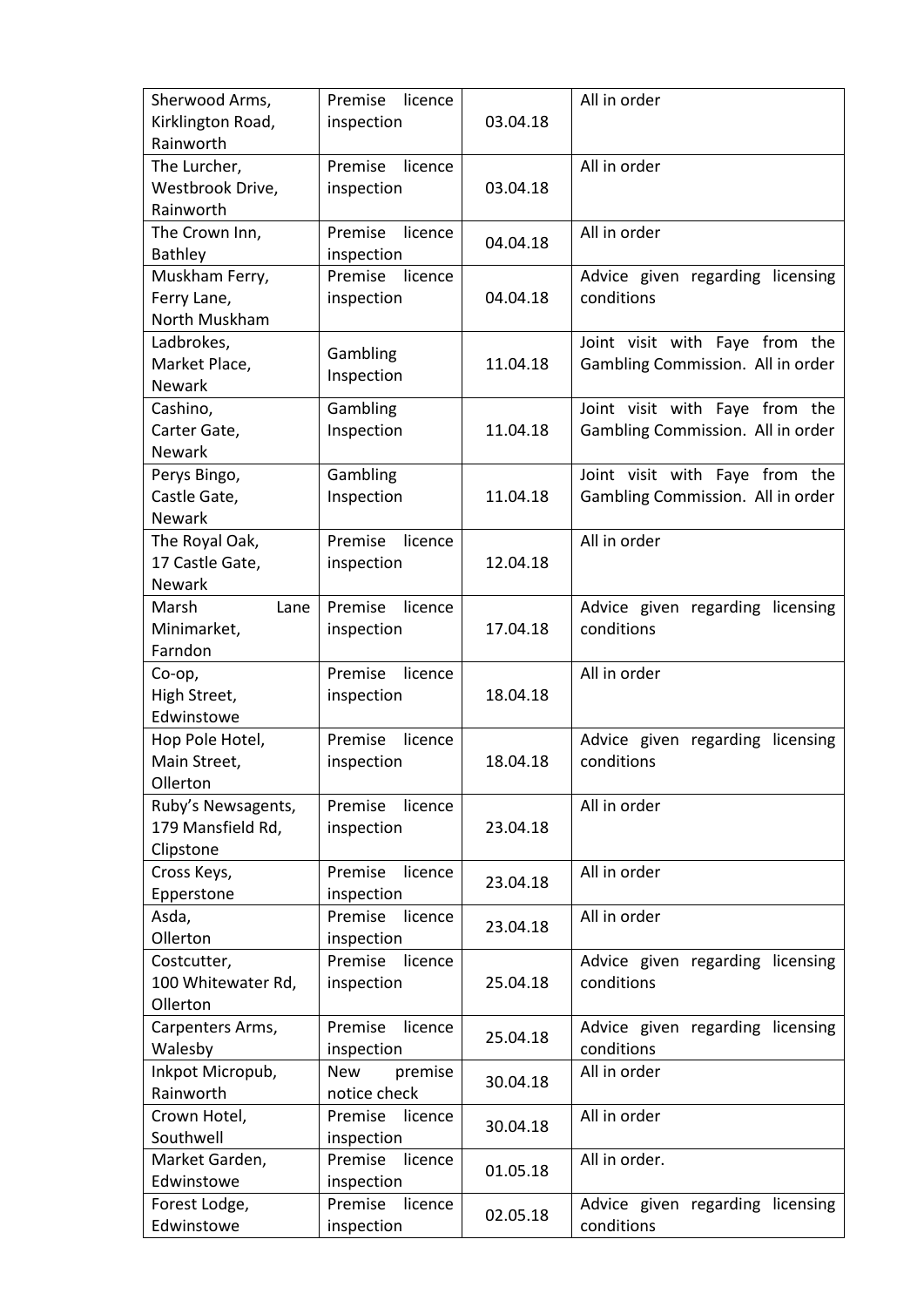| | | | |
|---|---|---|---|
| Sherwood Arms, Kirklington Road, Rainworth | Premise licence inspection | 03.04.18 | All in order |
| The Lurcher, Westbrook Drive, Rainworth | Premise licence inspection | 03.04.18 | All in order |
| The Crown Inn, Bathley | Premise licence inspection | 04.04.18 | All in order |
| Muskham Ferry, Ferry Lane, North Muskham | Premise licence inspection | 04.04.18 | Advice given regarding licensing conditions |
| Ladbrokes, Market Place, Newark | Gambling Inspection | 11.04.18 | Joint visit with Faye from the Gambling Commission. All in order |
| Cashino, Carter Gate, Newark | Gambling Inspection | 11.04.18 | Joint visit with Faye from the Gambling Commission. All in order |
| Perys Bingo, Castle Gate, Newark | Gambling Inspection | 11.04.18 | Joint visit with Faye from the Gambling Commission. All in order |
| The Royal Oak, 17 Castle Gate, Newark | Premise licence inspection | 12.04.18 | All in order |
| Marsh Lane Minimarket, Farndon | Premise licence inspection | 17.04.18 | Advice given regarding licensing conditions |
| Co-op, High Street, Edwinstowe | Premise licence inspection | 18.04.18 | All in order |
| Hop Pole Hotel, Main Street, Ollerton | Premise licence inspection | 18.04.18 | Advice given regarding licensing conditions |
| Ruby's Newsagents, 179 Mansfield Rd, Clipstone | Premise licence inspection | 23.04.18 | All in order |
| Cross Keys, Epperstone | Premise licence inspection | 23.04.18 | All in order |
| Asda, Ollerton | Premise licence inspection | 23.04.18 | All in order |
| Costcutter, 100 Whitewater Rd, Ollerton | Premise licence inspection | 25.04.18 | Advice given regarding licensing conditions |
| Carpenters Arms, Walesby | Premise licence inspection | 25.04.18 | Advice given regarding licensing conditions |
| Inkpot Micropub, Rainworth | New premise notice check | 30.04.18 | All in order |
| Crown Hotel, Southwell | Premise licence inspection | 30.04.18 | All in order |
| Market Garden, Edwinstowe | Premise licence inspection | 01.05.18 | All in order. |
| Forest Lodge, Edwinstowe | Premise licence inspection | 02.05.18 | Advice given regarding licensing conditions |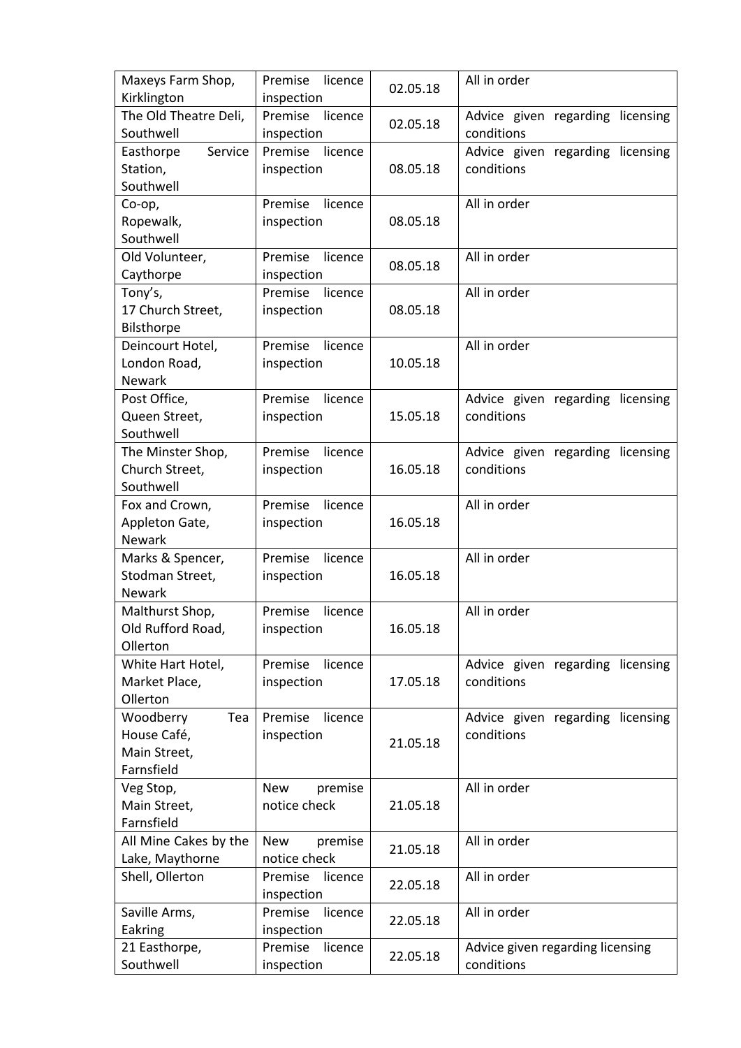| Maxeys Farm Shop, Kirklington | Premise licence inspection | 02.05.18 | All in order |
|---|---|---|---|
| The Old Theatre Deli, Southwell | Premise licence inspection | 02.05.18 | Advice given regarding licensing conditions |
| Easthorpe Service Station, Southwell | Premise licence inspection | 08.05.18 | Advice given regarding licensing conditions |
| Co-op, Ropewalk, Southwell | Premise licence inspection | 08.05.18 | All in order |
| Old Volunteer, Caythorpe | Premise licence inspection | 08.05.18 | All in order |
| Tony's, 17 Church Street, Bilsthorpe | Premise licence inspection | 08.05.18 | All in order |
| Deincourt Hotel, London Road, Newark | Premise licence inspection | 10.05.18 | All in order |
| Post Office, Queen Street, Southwell | Premise licence inspection | 15.05.18 | Advice given regarding licensing conditions |
| The Minster Shop, Church Street, Southwell | Premise licence inspection | 16.05.18 | Advice given regarding licensing conditions |
| Fox and Crown, Appleton Gate, Newark | Premise licence inspection | 16.05.18 | All in order |
| Marks & Spencer, Stodman Street, Newark | Premise licence inspection | 16.05.18 | All in order |
| Malthurst Shop, Old Rufford Road, Ollerton | Premise licence inspection | 16.05.18 | All in order |
| White Hart Hotel, Market Place, Ollerton | Premise licence inspection | 17.05.18 | Advice given regarding licensing conditions |
| Woodberry Tea House Café, Main Street, Farnsfield | Premise licence inspection | 21.05.18 | Advice given regarding licensing conditions |
| Veg Stop, Main Street, Farnsfield | New premise notice check | 21.05.18 | All in order |
| All Mine Cakes by the Lake, Maythorne | New premise notice check | 21.05.18 | All in order |
| Shell, Ollerton | Premise licence inspection | 22.05.18 | All in order |
| Saville Arms, Eakring | Premise licence inspection | 22.05.18 | All in order |
| 21 Easthorpe, Southwell | Premise licence inspection | 22.05.18 | Advice given regarding licensing conditions |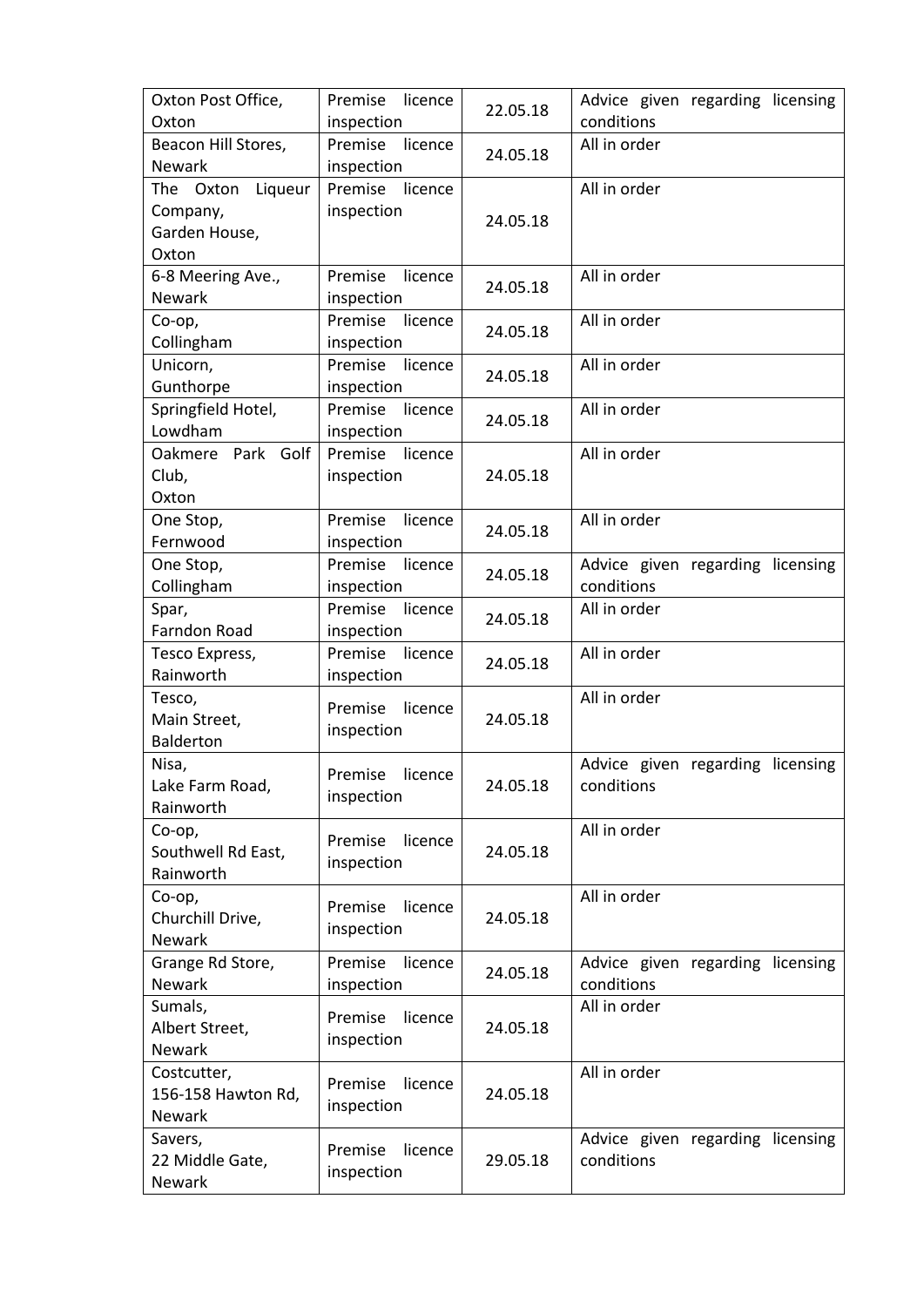| Oxton Post Office, Oxton | Premise licence inspection | 22.05.18 | Advice given regarding licensing conditions |
|---|---|---|---|
| Beacon Hill Stores, Newark | Premise licence inspection | 24.05.18 | All in order |
| The Oxton Liqueur Company, Garden House, Oxton | Premise licence inspection | 24.05.18 | All in order |
| 6-8 Meering Ave., Newark | Premise licence inspection | 24.05.18 | All in order |
| Co-op, Collingham | Premise licence inspection | 24.05.18 | All in order |
| Unicorn, Gunthorpe | Premise licence inspection | 24.05.18 | All in order |
| Springfield Hotel, Lowdham | Premise licence inspection | 24.05.18 | All in order |
| Oakmere Park Golf Club, Oxton | Premise licence inspection | 24.05.18 | All in order |
| One Stop, Fernwood | Premise licence inspection | 24.05.18 | All in order |
| One Stop, Collingham | Premise licence inspection | 24.05.18 | Advice given regarding licensing conditions |
| Spar, Farndon Road | Premise licence inspection | 24.05.18 | All in order |
| Tesco Express, Rainworth | Premise licence inspection | 24.05.18 | All in order |
| Tesco, Main Street, Balderton | Premise licence inspection | 24.05.18 | All in order |
| Nisa, Lake Farm Road, Rainworth | Premise licence inspection | 24.05.18 | Advice given regarding licensing conditions |
| Co-op, Southwell Rd East, Rainworth | Premise licence inspection | 24.05.18 | All in order |
| Co-op, Churchill Drive, Newark | Premise licence inspection | 24.05.18 | All in order |
| Grange Rd Store, Newark | Premise licence inspection | 24.05.18 | Advice given regarding licensing conditions |
| Sumals, Albert Street, Newark | Premise licence inspection | 24.05.18 | All in order |
| Costcutter, 156-158 Hawton Rd, Newark | Premise licence inspection | 24.05.18 | All in order |
| Savers, 22 Middle Gate, Newark | Premise licence inspection | 29.05.18 | Advice given regarding licensing conditions |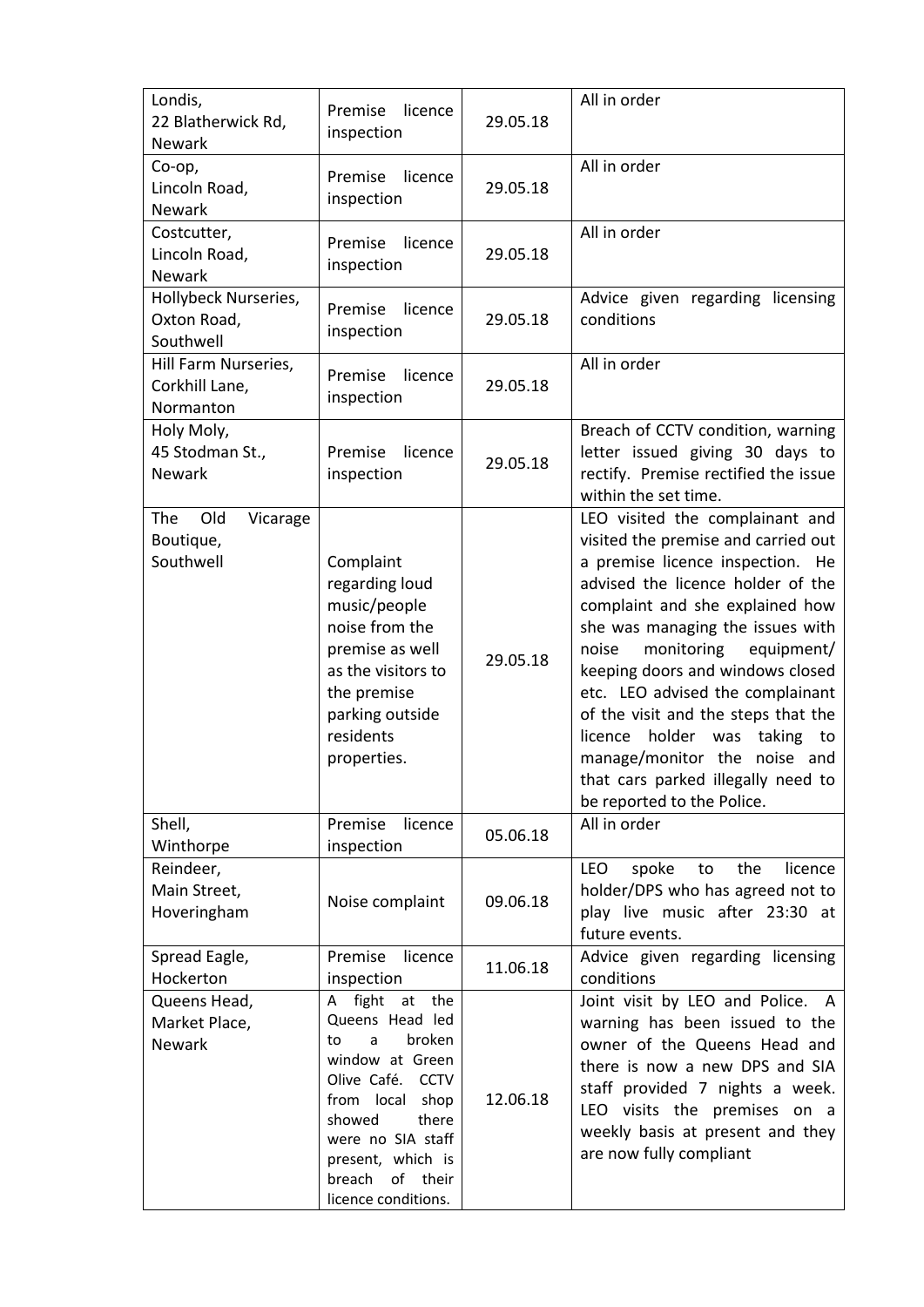| | | | |
|---|---|---|---|
| Londis,<br>22 Blatherwick Rd,<br>Newark | Premise licence inspection | 29.05.18 | All in order |
| Co-op,<br>Lincoln Road,<br>Newark | Premise licence inspection | 29.05.18 | All in order |
| Costcutter,<br>Lincoln Road,<br>Newark | Premise licence inspection | 29.05.18 | All in order |
| Hollybeck Nurseries,<br>Oxton Road,<br>Southwell | Premise licence inspection | 29.05.18 | Advice given regarding licensing conditions |
| Hill Farm Nurseries,<br>Corkhill Lane,<br>Normanton | Premise licence inspection | 29.05.18 | All in order |
| Holy Moly,<br>45 Stodman St.,<br>Newark | Premise licence inspection | 29.05.18 | Breach of CCTV condition, warning letter issued giving 30 days to rectify. Premise rectified the issue within the set time. |
| The Old Vicarage Boutique,<br>Southwell | Complaint regarding loud music/people noise from the premise as well as the visitors to the premise parking outside residents properties. | 29.05.18 | LEO visited the complainant and visited the premise and carried out a premise licence inspection. He advised the licence holder of the complaint and she explained how she was managing the issues with noise monitoring equipment/ keeping doors and windows closed etc. LEO advised the complainant of the visit and the steps that the licence holder was taking to manage/monitor the noise and that cars parked illegally need to be reported to the Police. |
| Shell,<br>Winthorpe | Premise licence inspection | 05.06.18 | All in order |
| Reindeer,<br>Main Street,<br>Hoveringham | Noise complaint | 09.06.18 | LEO spoke to the licence holder/DPS who has agreed not to play live music after 23:30 at future events. |
| Spread Eagle,<br>Hockerton | Premise licence inspection | 11.06.18 | Advice given regarding licensing conditions |
| Queens Head,<br>Market Place,<br>Newark | A fight at the Queens Head led to a broken window at Green Olive Café. CCTV from local shop showed there were no SIA staff present, which is breach of their licence conditions. | 12.06.18 | Joint visit by LEO and Police. A warning has been issued to the owner of the Queens Head and there is now a new DPS and SIA staff provided 7 nights a week. LEO visits the premises on a weekly basis at present and they are now fully compliant |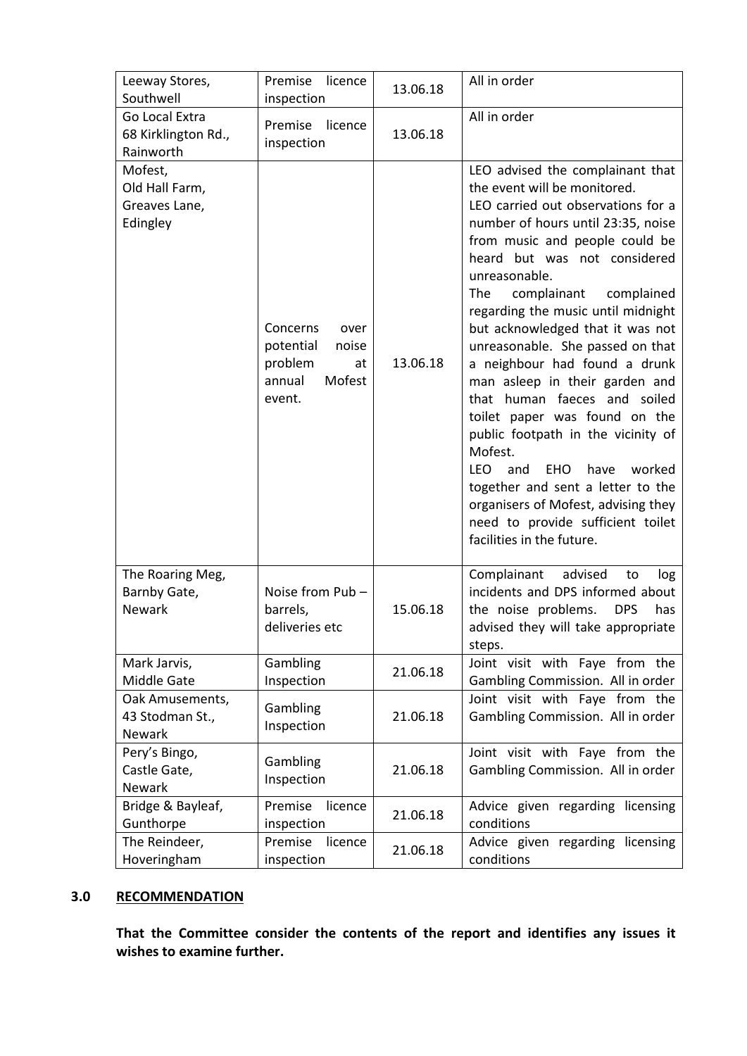| | | | |
|---|---|---|---|
| Leeway Stores, Southwell | Premise licence inspection | 13.06.18 | All in order |
| Go Local Extra 68 Kirklington Rd., Rainworth | Premise licence inspection | 13.06.18 | All in order |
| Mofest, Old Hall Farm, Greaves Lane, Edingley | Concerns over potential noise problem at annual Mofest event. | 13.06.18 | LEO advised the complainant that the event will be monitored. LEO carried out observations for a number of hours until 23:35, noise from music and people could be heard but was not considered unreasonable. The complainant complained regarding the music until midnight but acknowledged that it was not unreasonable. She passed on that a neighbour had found a drunk man asleep in their garden and that human faeces and soiled toilet paper was found on the public footpath in the vicinity of Mofest. LEO and EHO have worked together and sent a letter to the organisers of Mofest, advising they need to provide sufficient toilet facilities in the future. |
| The Roaring Meg, Barnby Gate, Newark | Noise from Pub – barrels, deliveries etc | 15.06.18 | Complainant advised to log incidents and DPS informed about the noise problems. DPS has advised they will take appropriate steps. |
| Mark Jarvis, Middle Gate | Gambling Inspection | 21.06.18 | Joint visit with Faye from the Gambling Commission. All in order |
| Oak Amusements, 43 Stodman St., Newark | Gambling Inspection | 21.06.18 | Joint visit with Faye from the Gambling Commission. All in order |
| Pery's Bingo, Castle Gate, Newark | Gambling Inspection | 21.06.18 | Joint visit with Faye from the Gambling Commission. All in order |
| Bridge & Bayleaf, Gunthorpe | Premise licence inspection | 21.06.18 | Advice given regarding licensing conditions |
| The Reindeer, Hoveringham | Premise licence inspection | 21.06.18 | Advice given regarding licensing conditions |

## 3.0 RECOMMENDATION

**That the Committee consider the contents of the report and identifies any issues it wishes to examine further.**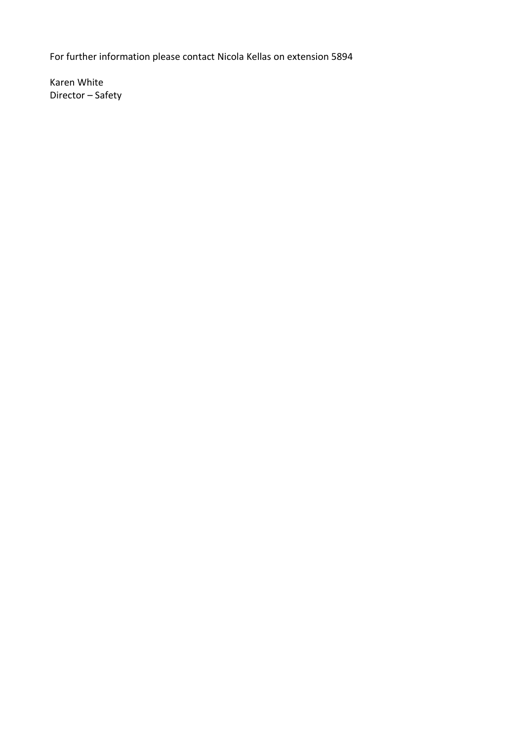For further information please contact Nicola Kellas on extension 5894

Karen White
Director – Safety